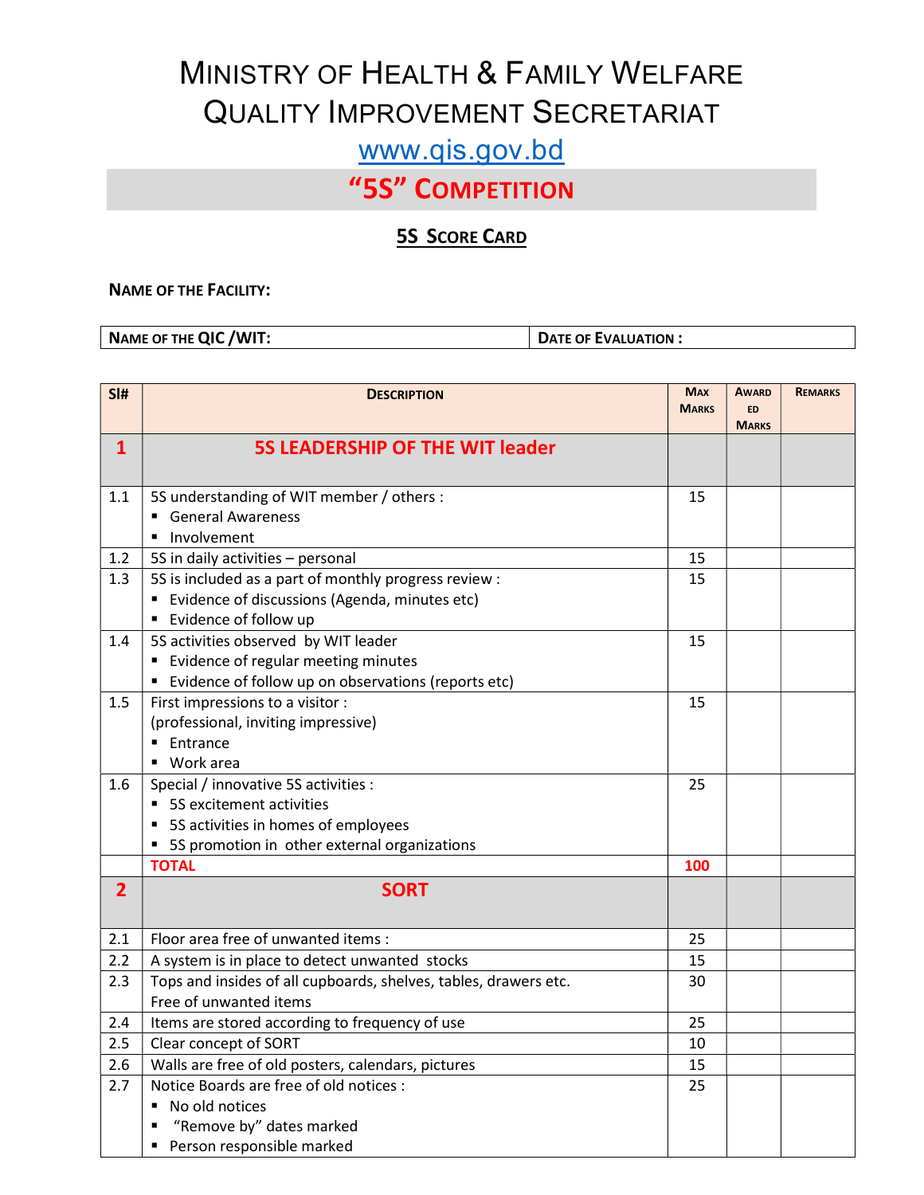# MINISTRY OF HEALTH & FAMILY WELFARE
# QUALITY IMPROVEMENT SECRETARIAT

www.qis.gov.bd

## "5S" COMPETITION

### 5S SCORE CARD

**NAME OF THE FACILITY:**

| NAME OF THE QIC /WIT: | DATE OF EVALUATION : |
|---|---|

| Sl# | DESCRIPTION | MAX MARKS | AWARDED MARKS | REMARKS |
|---|---|---|---|---|
| **1** | **5S LEADERSHIP OF THE WIT leader** | | | |
| 1.1 | 5S understanding of WIT member / others :<br>▪ General Awareness<br>▪ Involvement | 15 | | |
| 1.2 | 5S in daily activities – personal | 15 | | |
| 1.3 | 5S is included as a part of monthly progress review :<br>▪ Evidence of discussions (Agenda, minutes etc)<br>▪ Evidence of follow up | 15 | | |
| 1.4 | 5S activities observed by WIT leader<br>▪ Evidence of regular meeting minutes<br>▪ Evidence of follow up on observations (reports etc) | 15 | | |
| 1.5 | First impressions to a visitor :<br>(professional, inviting impressive)<br>▪ Entrance<br>▪ Work area | 15 | | |
| 1.6 | Special / innovative 5S activities :<br>▪ 5S excitement activities<br>▪ 5S activities in homes of employees<br>▪ 5S promotion in other external organizations | 25 | | |
| | **TOTAL** | **100** | | |
| **2** | **SORT** | | | |
| 2.1 | Floor area free of unwanted items : | 25 | | |
| 2.2 | A system is in place to detect unwanted stocks | 15 | | |
| 2.3 | Tops and insides of all cupboards, shelves, tables, drawers etc.<br>Free of unwanted items | 30 | | |
| 2.4 | Items are stored according to frequency of use | 25 | | |
| 2.5 | Clear concept of SORT | 10 | | |
| 2.6 | Walls are free of old posters, calendars, pictures | 15 | | |
| 2.7 | Notice Boards are free of old notices :<br>▪ No old notices<br>▪ "Remove by" dates marked<br>▪ Person responsible marked | 25 | | |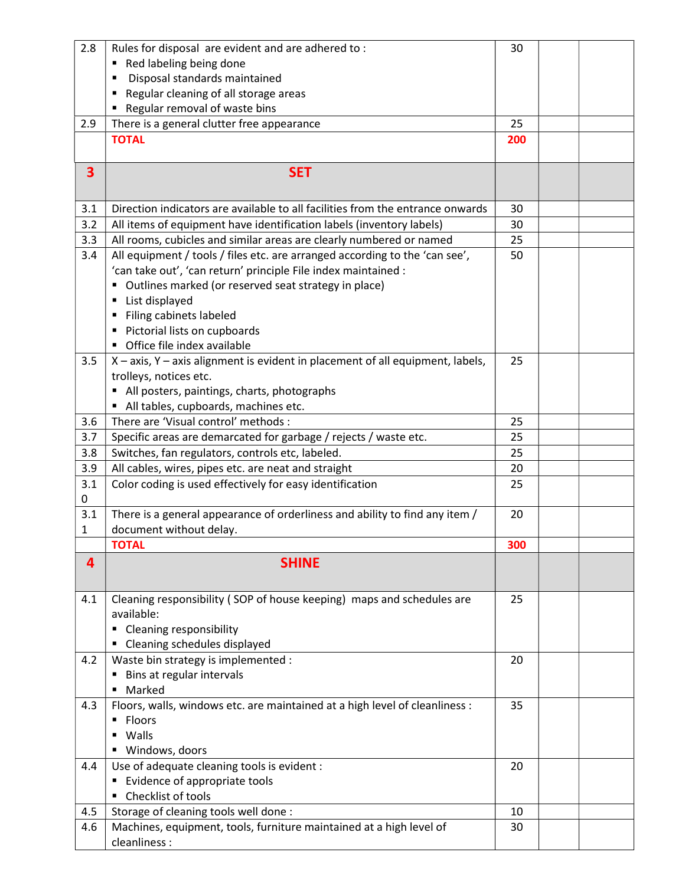| | | | | |
|---|---|---|---|---|
| 2.8 | Rules for disposal are evident and are adhered to :<br>▪ Red labeling being done<br>▪ Disposal standards maintained<br>▪ Regular cleaning of all storage areas<br>▪ Regular removal of waste bins | 30 | | |
| 2.9 | There is a general clutter free appearance | 25 | | |
| | **TOTAL** | **200** | | |
| **3** | **SET** | | | |
| 3.1 | Direction indicators are available to all facilities from the entrance onwards | 30 | | |
| 3.2 | All items of equipment have identification labels (inventory labels) | 30 | | |
| 3.3 | All rooms, cubicles and similar areas are clearly numbered or named | 25 | | |
| 3.4 | All equipment / tools / files etc. are arranged according to the 'can see', 'can take out', 'can return' principle File index maintained :<br>▪ Outlines marked (or reserved seat strategy in place)<br>▪ List displayed<br>▪ Filing cabinets labeled<br>▪ Pictorial lists on cupboards<br>▪ Office file index available | 50 | | |
| 3.5 | X – axis, Y – axis alignment is evident in placement of all equipment, labels, trolleys, notices etc.<br>▪ All posters, paintings, charts, photographs<br>▪ All tables, cupboards, machines etc. | 25 | | |
| 3.6 | There are 'Visual control' methods : | 25 | | |
| 3.7 | Specific areas are demarcated for garbage / rejects / waste etc. | 25 | | |
| 3.8 | Switches, fan regulators, controls etc, labeled. | 25 | | |
| 3.9 | All cables, wires, pipes etc. are neat and straight | 20 | | |
| 3.10 | Color coding is used effectively for easy identification | 25 | | |
| 3.11 | There is a general appearance of orderliness and ability to find any item / document without delay. | 20 | | |
| | **TOTAL** | **300** | | |
| **4** | **SHINE** | | | |
| 4.1 | Cleaning responsibility ( SOP of house keeping) maps and schedules are available:<br>▪ Cleaning responsibility<br>▪ Cleaning schedules displayed | 25 | | |
| 4.2 | Waste bin strategy is implemented :<br>▪ Bins at regular intervals<br>▪ Marked | 20 | | |
| 4.3 | Floors, walls, windows etc. are maintained at a high level of cleanliness :<br>▪ Floors<br>▪ Walls<br>▪ Windows, doors | 35 | | |
| 4.4 | Use of adequate cleaning tools is evident :<br>▪ Evidence of appropriate tools<br>▪ Checklist of tools | 20 | | |
| 4.5 | Storage of cleaning tools well done : | 10 | | |
| 4.6 | Machines, equipment, tools, furniture maintained at a high level of cleanliness : | 30 | | |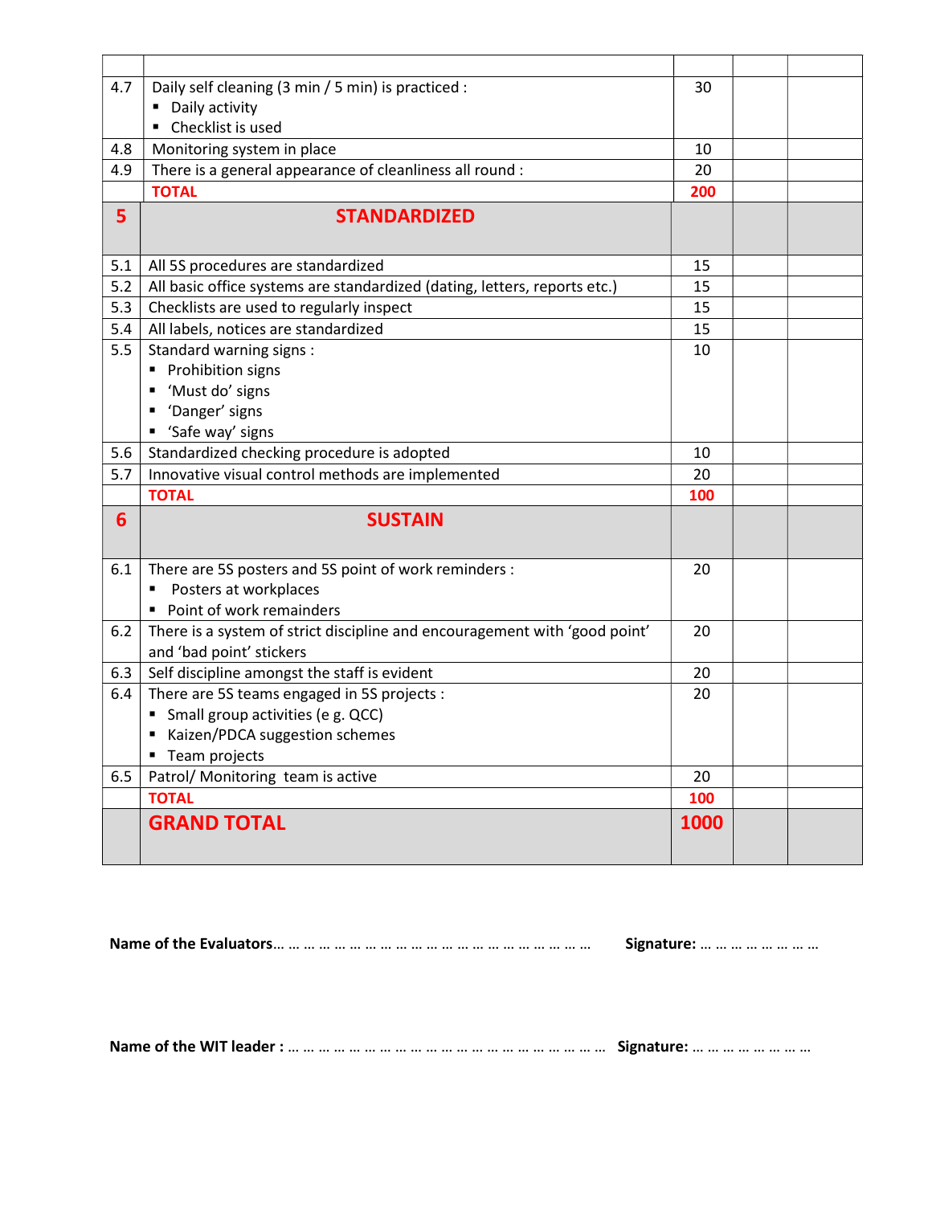| | | | | |
|---|---|---|---|---|
| 4.7 | Daily self cleaning (3 min / 5 min) is practiced :<br>▪ Daily activity<br>▪ Checklist is used | 30 | | |
| 4.8 | Monitoring system in place | 10 | | |
| 4.9 | There is a general appearance of cleanliness all round : | 20 | | |
| | **TOTAL** | **200** | | |
| **5** | **STANDARDIZED** | | | |
| 5.1 | All 5S procedures are standardized | 15 | | |
| 5.2 | All basic office systems are standardized (dating, letters, reports etc.) | 15 | | |
| 5.3 | Checklists are used to regularly inspect | 15 | | |
| 5.4 | All labels, notices are standardized | 15 | | |
| 5.5 | Standard warning signs :<br>▪ Prohibition signs<br>▪ 'Must do' signs<br>▪ 'Danger' signs<br>▪ 'Safe way' signs | 10 | | |
| 5.6 | Standardized checking procedure is adopted | 10 | | |
| 5.7 | Innovative visual control methods are implemented | 20 | | |
| | **TOTAL** | **100** | | |
| **6** | **SUSTAIN** | | | |
| 6.1 | There are 5S posters and 5S point of work reminders :<br>▪ Posters at workplaces<br>▪ Point of work remainders | 20 | | |
| 6.2 | There is a system of strict discipline and encouragement with 'good point' and 'bad point' stickers | 20 | | |
| 6.3 | Self discipline amongst the staff is evident | 20 | | |
| 6.4 | There are 5S teams engaged in 5S projects :<br>▪ Small group activities (e g. QCC)<br>▪ Kaizen/PDCA suggestion schemes<br>▪ Team projects | 20 | | |
| 6.5 | Patrol/ Monitoring team is active | 20 | | |
| | **TOTAL** | **100** | | |
| | **GRAND TOTAL** | **1000** | | |

**Name of the Evaluators**… … … … … … … … … … … … … … … … … … … … … **Signature:** … … … … … … … …

**Name of the WIT leader :** … … … … … … … … … … … … … … … … … … … … … **Signature:** … … … … … … … …